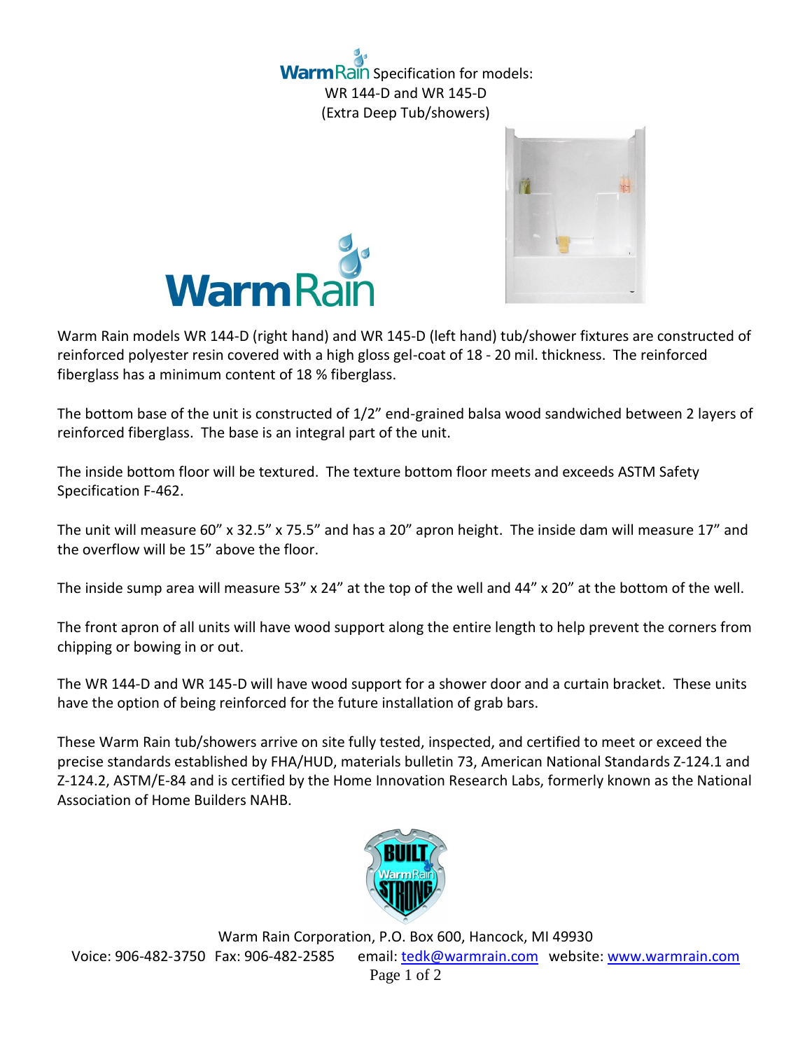# WarmRain Specification for models: WR 144-D and WR 145-D (Extra Deep Tub/showers)

Warm Rain models WR 144-D (right hand) and WR 145-D (left hand) tub/shower fixtures are constructed of reinforced polyester resin covered with a high gloss gel-coat of 18 - 20 mil. thickness. The reinforced fiberglass has a minimum content of 18 % fiberglass.

The bottom base of the unit is constructed of 1/2" end-grained balsa wood sandwiched between 2 layers of reinforced fiberglass. The base is an integral part of the unit.

The inside bottom floor will be textured. The texture bottom floor meets and exceeds ASTM Safety Specification F-462.

The unit will measure 60" x 32.5" x 75.5" and has a 20" apron height. The inside dam will measure 17" and the overflow will be 15" above the floor.

The inside sump area will measure 53" x 24" at the top of the well and 44" x 20" at the bottom of the well.

The front apron of all units will have wood support along the entire length to help prevent the corners from chipping or bowing in or out.

The WR 144-D and WR 145-D will have wood support for a shower door and a curtain bracket. These units have the option of being reinforced for the future installation of grab bars.

These Warm Rain tub/showers arrive on site fully tested, inspected, and certified to meet or exceed the precise standards established by FHA/HUD, materials bulletin 73, American National Standards Z-124.1 and Z-124.2, ASTM/E-84 and is certified by the Home Innovation Research Labs, formerly known as the National Association of Home Builders NAHB.

Warm Rain Corporation, P.O. Box 600, Hancock, MI 49930
Voice: 906-482-3750 Fax: 906-482-2585 email: tedk@warmrain.com website: www.warmrain.com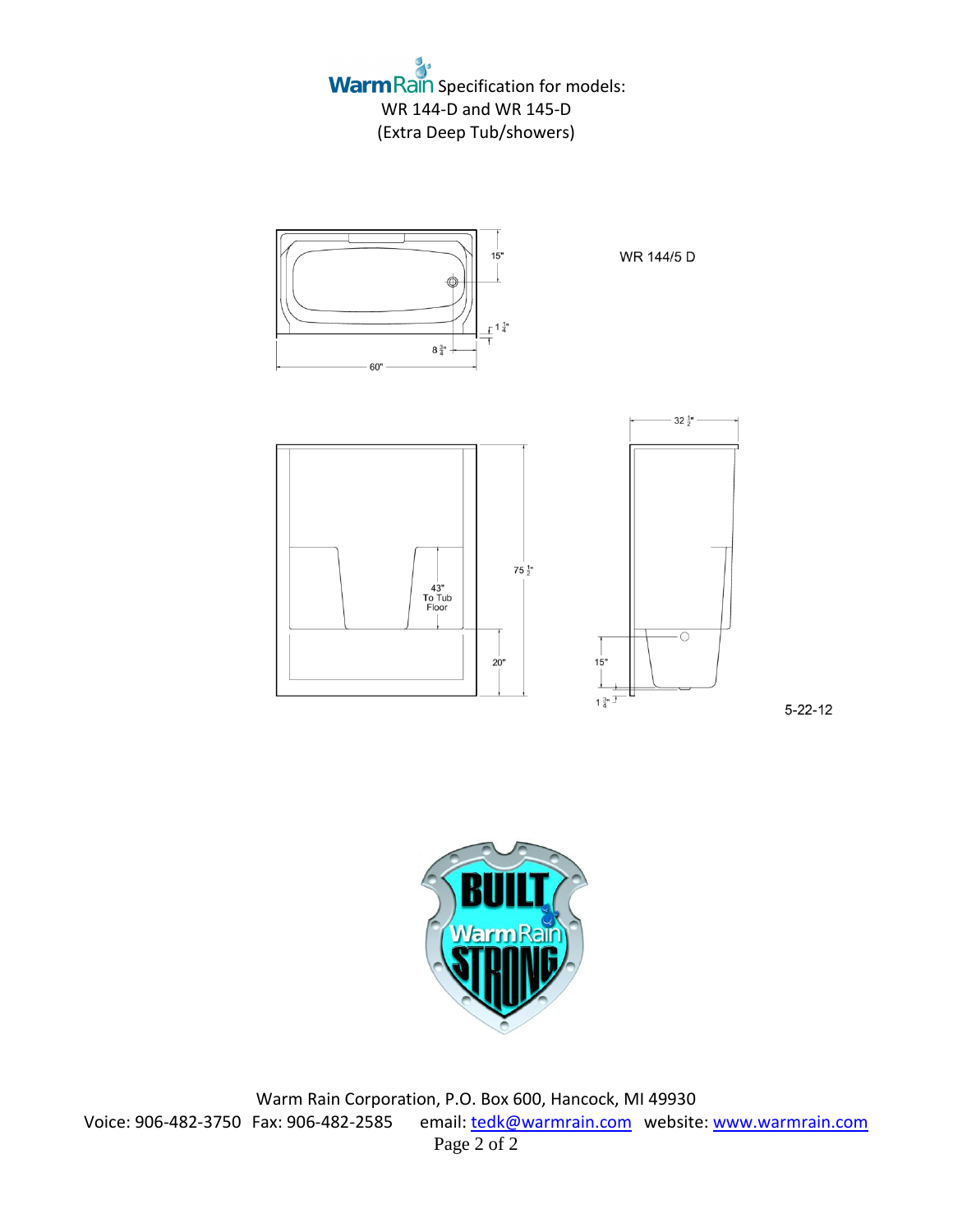WarmRain Specification for models:
WR 144-D and WR 145-D
(Extra Deep Tub/showers)

WR 144/5 D

15"

1 3/4"

8 3/4"

60"

32 1/2"

43"
To Tub
Floor

75 1/2"

20"

15"

1 3/4"

5-22-12

BUILT
WarmRain
STRONG

Warm Rain Corporation, P.O. Box 600, Hancock, MI 49930
Voice: 906-482-3750 Fax: 906-482-2585 email: tedk@warmrain.com website: www.warmrain.com